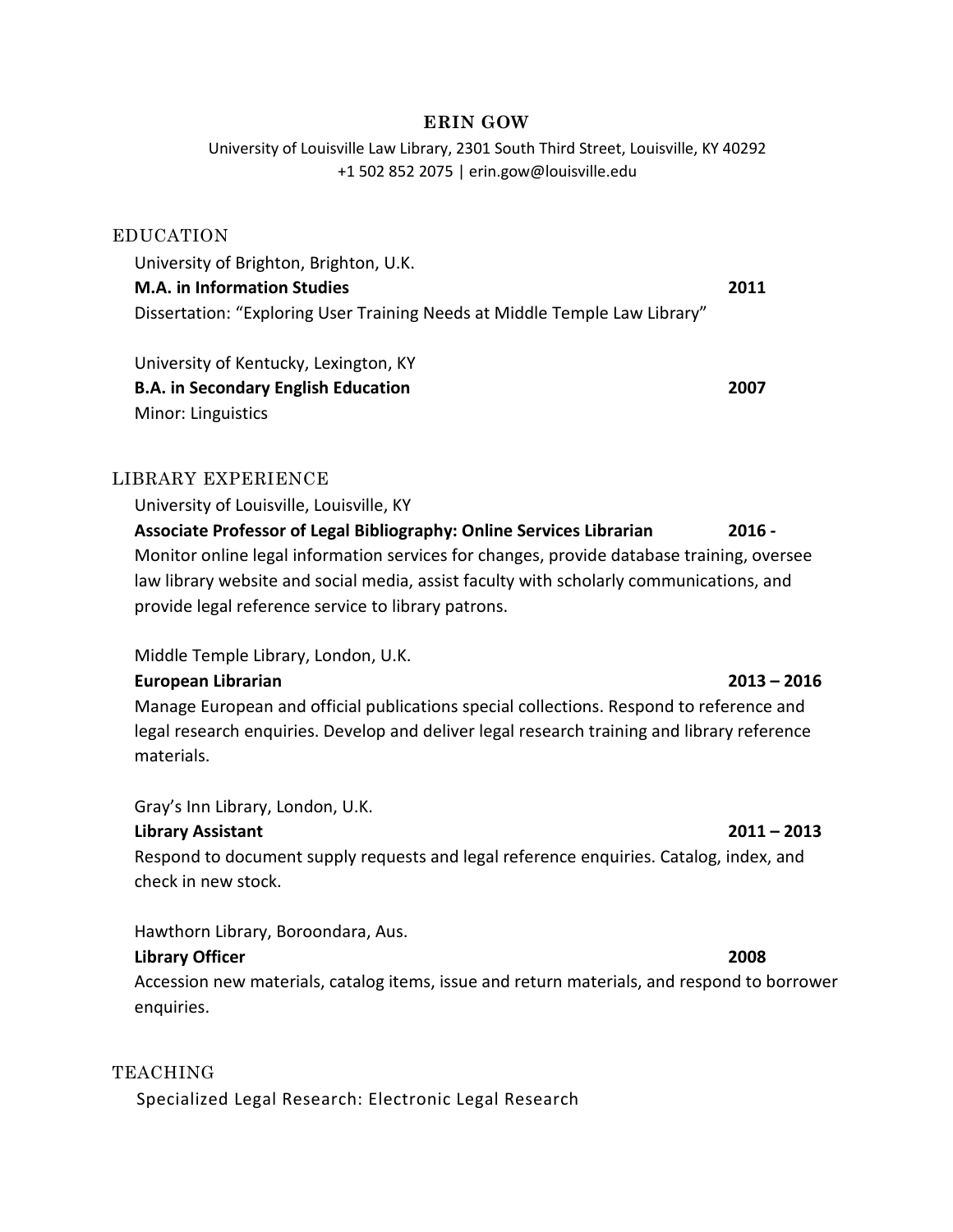# ERIN GOW

University of Louisville Law Library, 2301 South Third Street, Louisville, KY 40292
+1 502 852 2075 | erin.gow@louisville.edu

## EDUCATION

University of Brighton, Brighton, U.K.
**M.A. in Information Studies** **2011**
Dissertation: "Exploring User Training Needs at Middle Temple Law Library"

University of Kentucky, Lexington, KY
**B.A. in Secondary English Education** **2007**
Minor: Linguistics

## LIBRARY EXPERIENCE

University of Louisville, Louisville, KY
**Associate Professor of Legal Bibliography: Online Services Librarian** **2016 -**
Monitor online legal information services for changes, provide database training, oversee law library website and social media, assist faculty with scholarly communications, and provide legal reference service to library patrons.

Middle Temple Library, London, U.K.
**European Librarian** **2013 – 2016**
Manage European and official publications special collections. Respond to reference and legal research enquiries. Develop and deliver legal research training and library reference materials.

Gray's Inn Library, London, U.K.
**Library Assistant** **2011 – 2013**
Respond to document supply requests and legal reference enquiries. Catalog, index, and check in new stock.

Hawthorn Library, Boroondara, Aus.
**Library Officer** **2008**
Accession new materials, catalog items, issue and return materials, and respond to borrower enquiries.

## TEACHING

Specialized Legal Research: Electronic Legal Research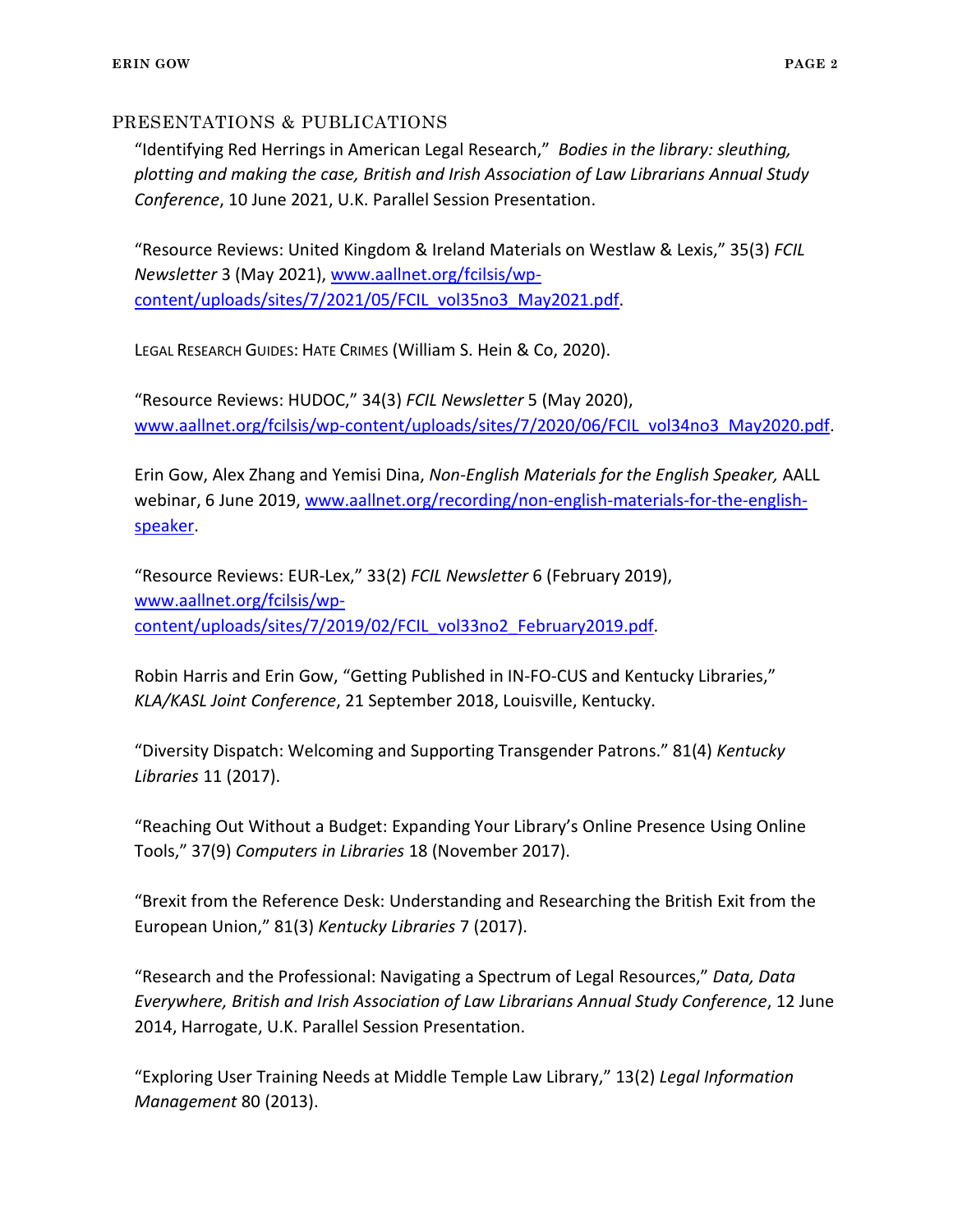## PRESENTATIONS & PUBLICATIONS

"Identifying Red Herrings in American Legal Research," *Bodies in the library: sleuthing, plotting and making the case, British and Irish Association of Law Librarians Annual Study Conference*, 10 June 2021, U.K. Parallel Session Presentation.

"Resource Reviews: United Kingdom & Ireland Materials on Westlaw & Lexis," 35(3) *FCIL Newsletter* 3 (May 2021), [www.aallnet.org/fcilsis/wp-content/uploads/sites/7/2021/05/FCIL_vol35no3_May2021.pdf](www.aallnet.org/fcilsis/wp-content/uploads/sites/7/2021/05/FCIL_vol35no3_May2021.pdf).

LEGAL RESEARCH GUIDES: HATE CRIMES (William S. Hein & Co, 2020).

"Resource Reviews: HUDOC," 34(3) *FCIL Newsletter* 5 (May 2020), [www.aallnet.org/fcilsis/wp-content/uploads/sites/7/2020/06/FCIL_vol34no3_May2020.pdf](www.aallnet.org/fcilsis/wp-content/uploads/sites/7/2020/06/FCIL_vol34no3_May2020.pdf).

Erin Gow, Alex Zhang and Yemisi Dina, *Non-English Materials for the English Speaker,* AALL webinar, 6 June 2019, [www.aallnet.org/recording/non-english-materials-for-the-english-speaker](www.aallnet.org/recording/non-english-materials-for-the-english-speaker).

"Resource Reviews: EUR-Lex," 33(2) *FCIL Newsletter* 6 (February 2019), [www.aallnet.org/fcilsis/wp-content/uploads/sites/7/2019/02/FCIL_vol33no2_February2019.pdf](www.aallnet.org/fcilsis/wp-content/uploads/sites/7/2019/02/FCIL_vol33no2_February2019.pdf).

Robin Harris and Erin Gow, "Getting Published in IN-FO-CUS and Kentucky Libraries," *KLA/KASL Joint Conference*, 21 September 2018, Louisville, Kentucky.

"Diversity Dispatch: Welcoming and Supporting Transgender Patrons." 81(4) *Kentucky Libraries* 11 (2017).

"Reaching Out Without a Budget: Expanding Your Library's Online Presence Using Online Tools," 37(9) *Computers in Libraries* 18 (November 2017).

"Brexit from the Reference Desk: Understanding and Researching the British Exit from the European Union," 81(3) *Kentucky Libraries* 7 (2017).

"Research and the Professional: Navigating a Spectrum of Legal Resources," *Data, Data Everywhere, British and Irish Association of Law Librarians Annual Study Conference*, 12 June 2014, Harrogate, U.K. Parallel Session Presentation.

"Exploring User Training Needs at Middle Temple Law Library," 13(2) *Legal Information Management* 80 (2013).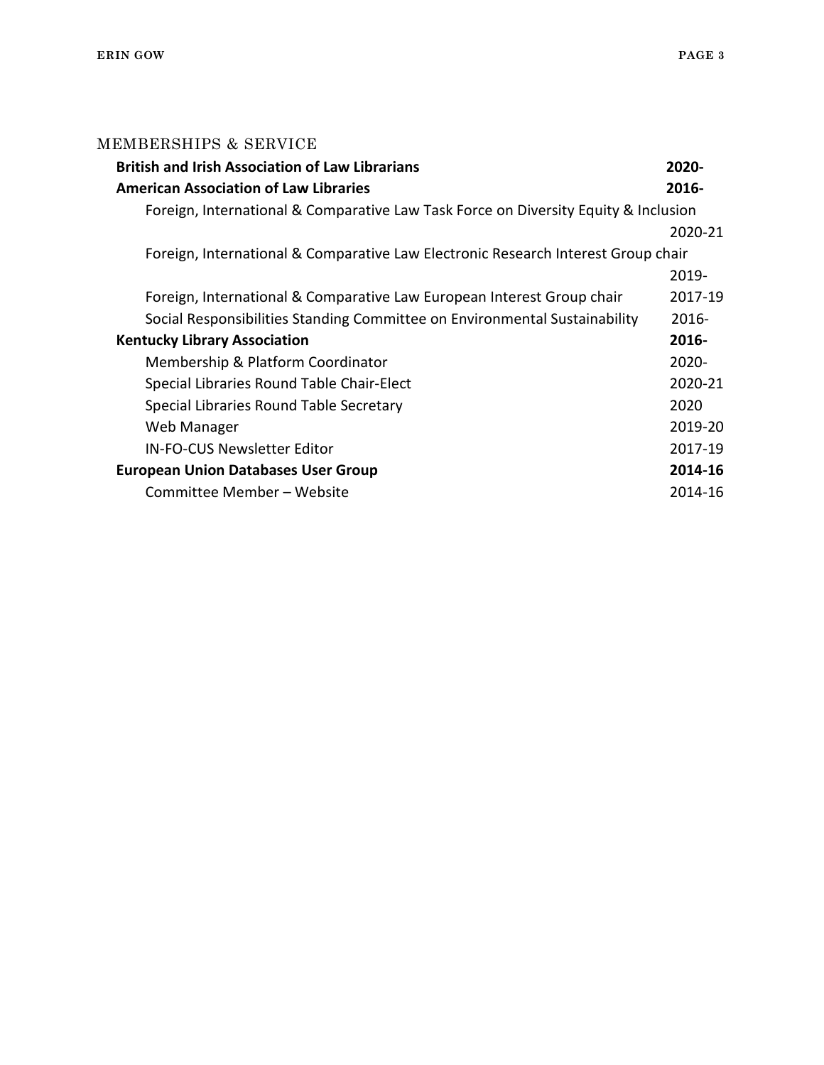## MEMBERSHIPS & SERVICE

**British and Irish Association of Law Librarians** **2020-**

**American Association of Law Libraries** **2016-**

- Foreign, International & Comparative Law Task Force on Diversity Equity & Inclusion 2020-21
- Foreign, International & Comparative Law Electronic Research Interest Group chair 2019-
- Foreign, International & Comparative Law European Interest Group chair 2017-19
- Social Responsibilities Standing Committee on Environmental Sustainability 2016-

**Kentucky Library Association** **2016-**

- Membership & Platform Coordinator 2020-
- Special Libraries Round Table Chair-Elect 2020-21
- Special Libraries Round Table Secretary 2020
- Web Manager 2019-20
- IN-FO-CUS Newsletter Editor 2017-19

**European Union Databases User Group** **2014-16**

- Committee Member – Website 2014-16